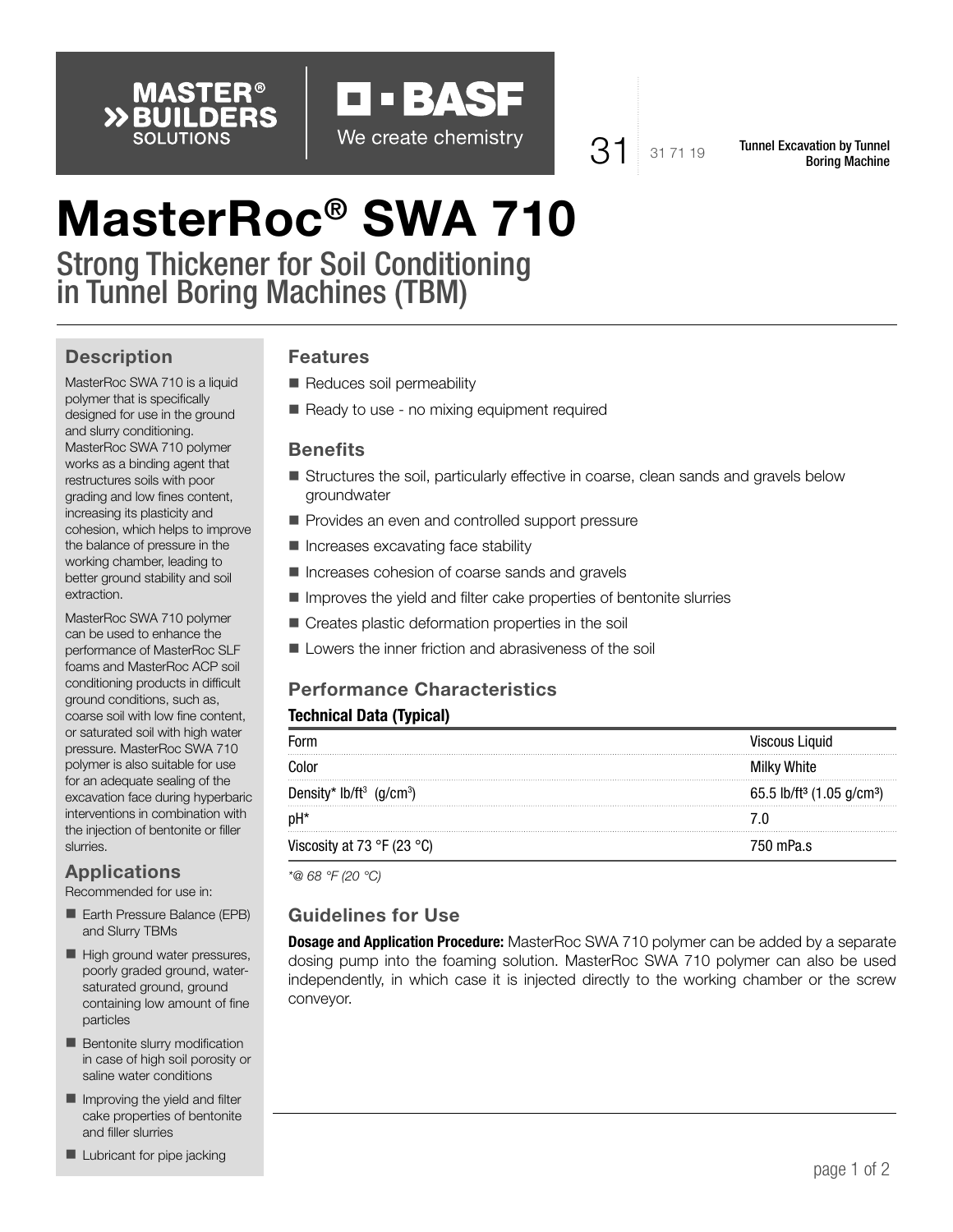# MasterRoc® SWA 710

## Strong Thickener for Soil Conditioning in Tunnel Boring Machines (TBM)

31 | 31 71 19 | Tunnel Excavation by Tunnel Boring Machine

### Description

MasterRoc SWA 710 is a liquid polymer that is specifically designed for use in the ground and slurry conditioning. MasterRoc SWA 710 polymer works as a binding agent that restructures soils with poor grading and low fines content, increasing its plasticity and cohesion, which helps to improve the balance of pressure in the working chamber, leading to better ground stability and soil extraction.

MasterRoc SWA 710 polymer can be used to enhance the performance of MasterRoc SLF foams and MasterRoc ACP soil conditioning products in difficult ground conditions, such as, coarse soil with low fine content, or saturated soil with high water pressure. MasterRoc SWA 710 polymer is also suitable for use for an adequate sealing of the excavation face during hyperbaric interventions in combination with the injection of bentonite or filler slurries.

### Applications

Recommended for use in:

- Earth Pressure Balance (EPB) and Slurry TBMs
- High ground water pressures, poorly graded ground, water-saturated ground, ground containing low amount of fine particles
- Bentonite slurry modification in case of high soil porosity or saline water conditions
- Improving the yield and filter cake properties of bentonite and filler slurries
- Lubricant for pipe jacking

### Features

- Reduces soil permeability
- Ready to use - no mixing equipment required

### Benefits

- Structures the soil, particularly effective in coarse, clean sands and gravels below groundwater
- Provides an even and controlled support pressure
- Increases excavating face stability
- Increases cohesion of coarse sands and gravels
- Improves the yield and filter cake properties of bentonite slurries
- Creates plastic deformation properties in the soil
- Lowers the inner friction and abrasiveness of the soil

### Performance Characteristics

**Technical Data (Typical)**

| | |
|---|---|
| Form | Viscous Liquid |
| Color | Milky White |
| Density* lb/ft$^3$ (g/cm$^3$) | 65.5 lb/ft$^3$ (1.05 g/cm$^3$) |
| pH* | 7.0 |
| Viscosity at 73 °F (23 °C) | 750 mPa.s |

*\*@ 68 °F (20 °C)*

### Guidelines for Use

**Dosage and Application Procedure:** MasterRoc SWA 710 polymer can be added by a separate dosing pump into the foaming solution. MasterRoc SWA 710 polymer can also be used independently, in which case it is injected directly to the working chamber or the screw conveyor.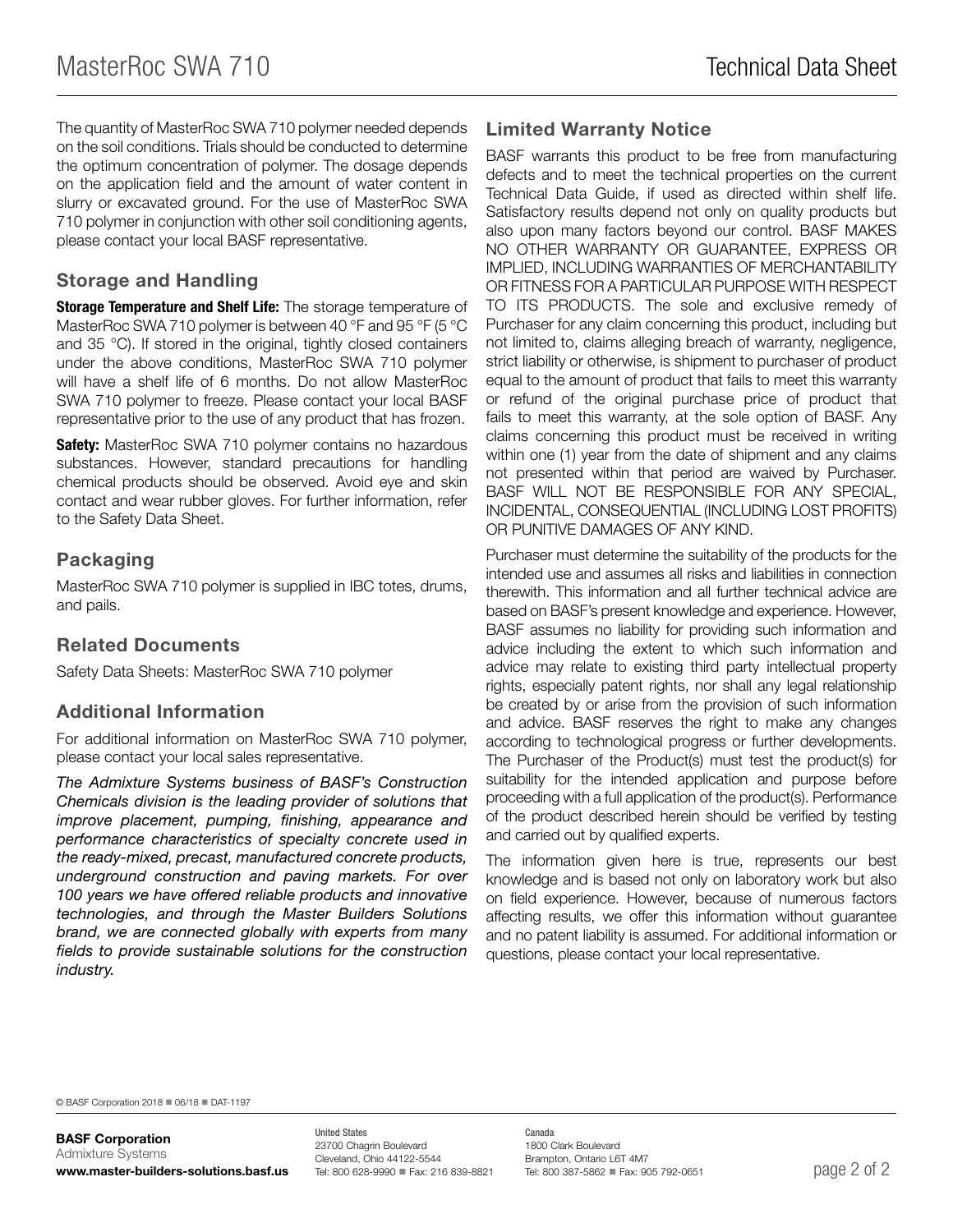The quantity of MasterRoc SWA 710 polymer needed depends on the soil conditions. Trials should be conducted to determine the optimum concentration of polymer. The dosage depends on the application field and the amount of water content in slurry or excavated ground. For the use of MasterRoc SWA 710 polymer in conjunction with other soil conditioning agents, please contact your local BASF representative.

## Storage and Handling

**Storage Temperature and Shelf Life:** The storage temperature of MasterRoc SWA 710 polymer is between 40 °F and 95 °F (5 °C and 35 °C). If stored in the original, tightly closed containers under the above conditions, MasterRoc SWA 710 polymer will have a shelf life of 6 months. Do not allow MasterRoc SWA 710 polymer to freeze. Please contact your local BASF representative prior to the use of any product that has frozen.

**Safety:** MasterRoc SWA 710 polymer contains no hazardous substances. However, standard precautions for handling chemical products should be observed. Avoid eye and skin contact and wear rubber gloves. For further information, refer to the Safety Data Sheet.

## Packaging

MasterRoc SWA 710 polymer is supplied in IBC totes, drums, and pails.

## Related Documents

Safety Data Sheets: MasterRoc SWA 710 polymer

## Additional Information

For additional information on MasterRoc SWA 710 polymer, please contact your local sales representative.

*The Admixture Systems business of BASF's Construction Chemicals division is the leading provider of solutions that improve placement, pumping, finishing, appearance and performance characteristics of specialty concrete used in the ready-mixed, precast, manufactured concrete products, underground construction and paving markets. For over 100 years we have offered reliable products and innovative technologies, and through the Master Builders Solutions brand, we are connected globally with experts from many fields to provide sustainable solutions for the construction industry.*

## Limited Warranty Notice

BASF warrants this product to be free from manufacturing defects and to meet the technical properties on the current Technical Data Guide, if used as directed within shelf life. Satisfactory results depend not only on quality products but also upon many factors beyond our control. BASF MAKES NO OTHER WARRANTY OR GUARANTEE, EXPRESS OR IMPLIED, INCLUDING WARRANTIES OF MERCHANTABILITY OR FITNESS FOR A PARTICULAR PURPOSE WITH RESPECT TO ITS PRODUCTS. The sole and exclusive remedy of Purchaser for any claim concerning this product, including but not limited to, claims alleging breach of warranty, negligence, strict liability or otherwise, is shipment to purchaser of product equal to the amount of product that fails to meet this warranty or refund of the original purchase price of product that fails to meet this warranty, at the sole option of BASF. Any claims concerning this product must be received in writing within one (1) year from the date of shipment and any claims not presented within that period are waived by Purchaser. BASF WILL NOT BE RESPONSIBLE FOR ANY SPECIAL, INCIDENTAL, CONSEQUENTIAL (INCLUDING LOST PROFITS) OR PUNITIVE DAMAGES OF ANY KIND.

Purchaser must determine the suitability of the products for the intended use and assumes all risks and liabilities in connection therewith. This information and all further technical advice are based on BASF's present knowledge and experience. However, BASF assumes no liability for providing such information and advice including the extent to which such information and advice may relate to existing third party intellectual property rights, especially patent rights, nor shall any legal relationship be created by or arise from the provision of such information and advice. BASF reserves the right to make any changes according to technological progress or further developments. The Purchaser of the Product(s) must test the product(s) for suitability for the intended application and purpose before proceeding with a full application of the product(s). Performance of the product described herein should be verified by testing and carried out by qualified experts.

The information given here is true, represents our best knowledge and is based not only on laboratory work but also on field experience. However, because of numerous factors affecting results, we offer this information without guarantee and no patent liability is assumed. For additional information or questions, please contact your local representative.

© BASF Corporation 2018 ■ 06/18 ■ DAT-1197

**BASF Corporation**
Admixture Systems
**www.master-builders-solutions.basf.us**

United States
23700 Chagrin Boulevard
Cleveland, Ohio 44122-5544
Tel: 800 628-9990 ■ Fax: 216 839-8821

Canada
1800 Clark Boulevard
Brampton, Ontario L6T 4M7
Tel: 800 387-5862 ■ Fax: 905 792-0651